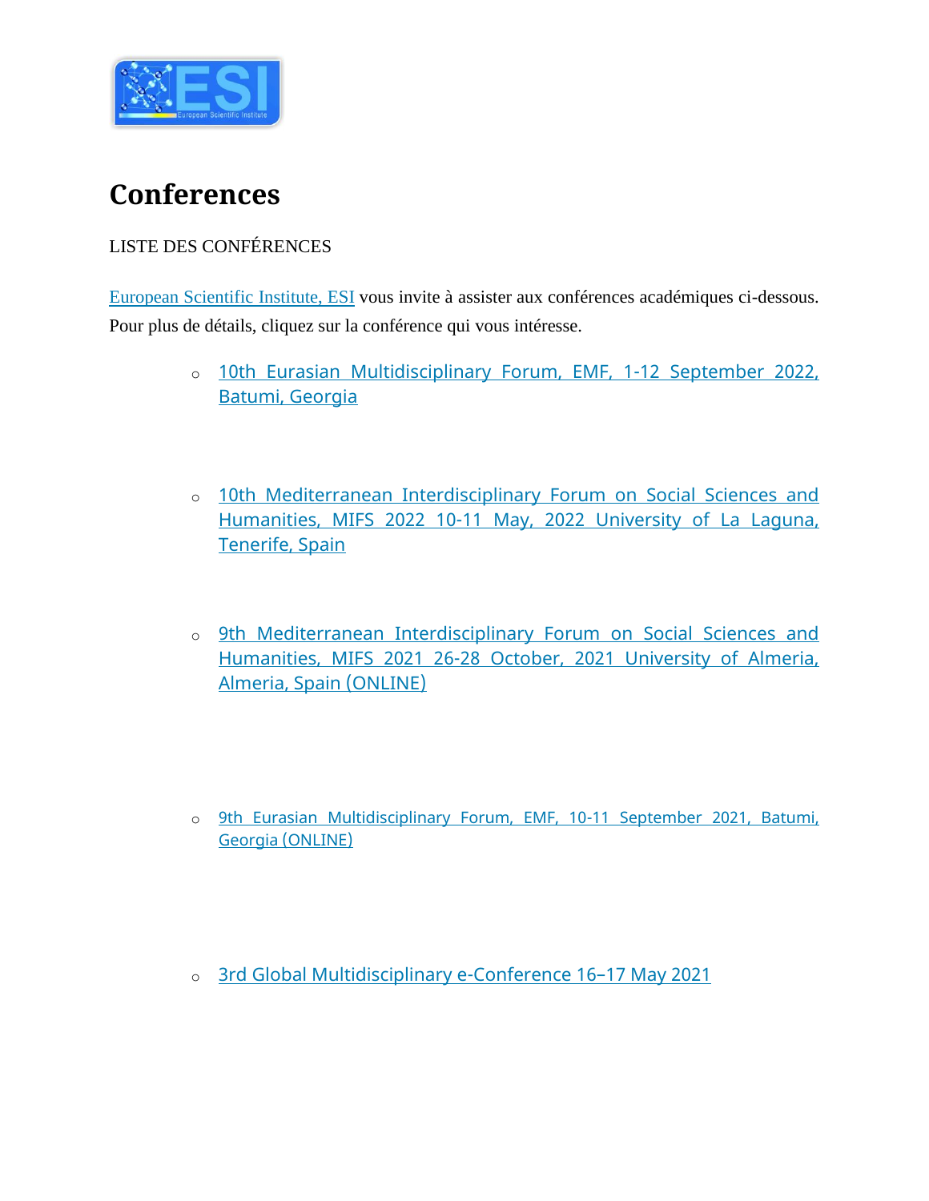# Conferences

LISTE DES CONFÉRENCES

European Scientific Institute, ESI vous invite à assister aux conférences académiques ci-dessous. Pour plus de détails, cliquez sur la conférence qui vous intéresse.

- 10th Eurasian Multidisciplinary Forum, EMF, 1-12 September 2022, Batumi, Georgia

- 10th Mediterranean Interdisciplinary Forum on Social Sciences and Humanities, MIFS 2022 10-11 May, 2022 University of La Laguna, Tenerife, Spain

- 9th Mediterranean Interdisciplinary Forum on Social Sciences and Humanities, MIFS 2021 26-28 October, 2021 University of Almeria, Almeria, Spain (ONLINE)

- 9th Eurasian Multidisciplinary Forum, EMF, 10-11 September 2021, Batumi, Georgia (ONLINE)

- 3rd Global Multidisciplinary e-Conference 16–17 May 2021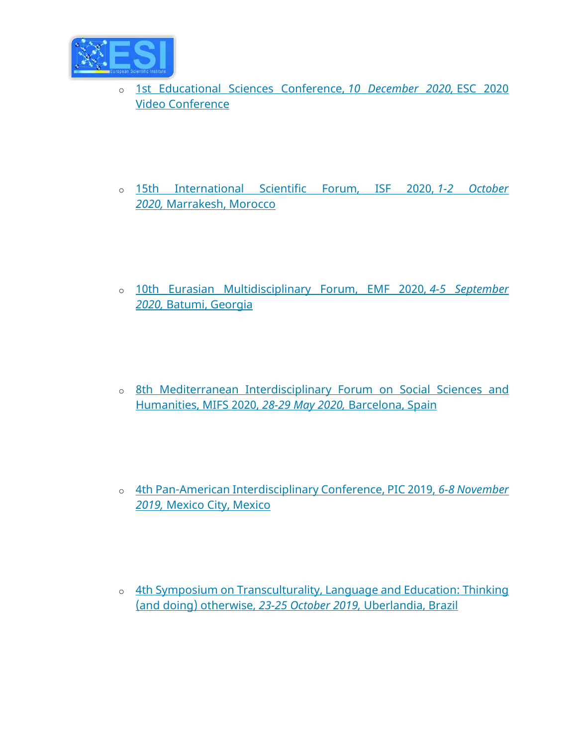- 1st Educational Sciences Conference, *10 December 2020,* ESC 2020 Video Conference

- 15th International Scientific Forum, ISF 2020, *1-2 October 2020,* Marrakesh, Morocco

- 10th Eurasian Multidisciplinary Forum, EMF 2020, *4-5 September 2020,* Batumi, Georgia

- 8th Mediterranean Interdisciplinary Forum on Social Sciences and Humanities, MIFS 2020, *28-29 May 2020,* Barcelona, Spain

- 4th Pan-American Interdisciplinary Conference, PIC 2019, *6-8 November 2019,* Mexico City, Mexico

- 4th Symposium on Transculturality, Language and Education: Thinking (and doing) otherwise, *23-25 October 2019,* Uberlandia, Brazil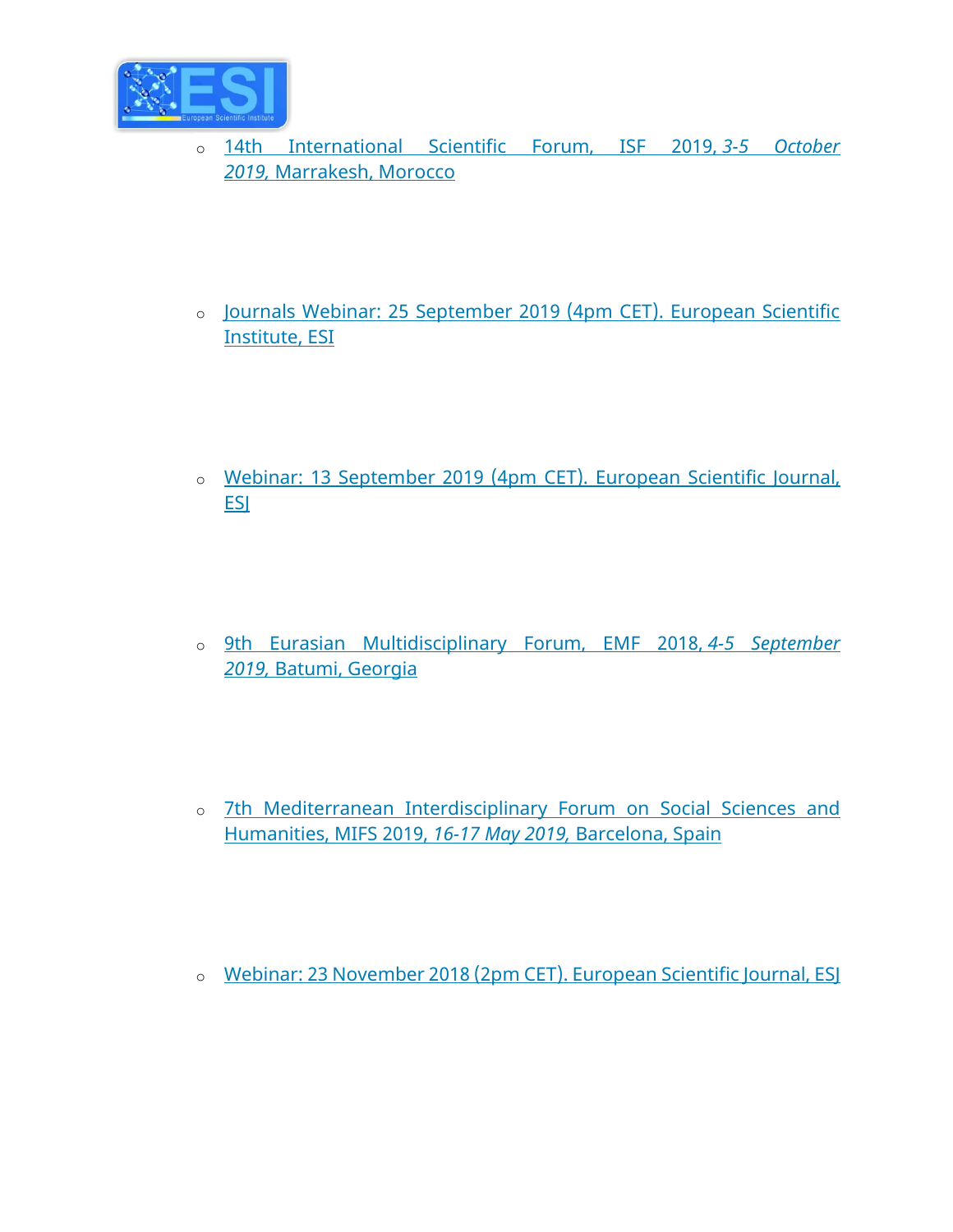- 14th International Scientific Forum, ISF 2019, *3-5 October 2019,* Marrakesh, Morocco

- Journals Webinar: 25 September 2019 (4pm CET). European Scientific Institute, ESI

- Webinar: 13 September 2019 (4pm CET). European Scientific Journal, ESJ

- 9th Eurasian Multidisciplinary Forum, EMF 2018, *4-5 September 2019,* Batumi, Georgia

- 7th Mediterranean Interdisciplinary Forum on Social Sciences and Humanities, MIFS 2019, *16-17 May 2019,* Barcelona, Spain

- Webinar: 23 November 2018 (2pm CET). European Scientific Journal, ESJ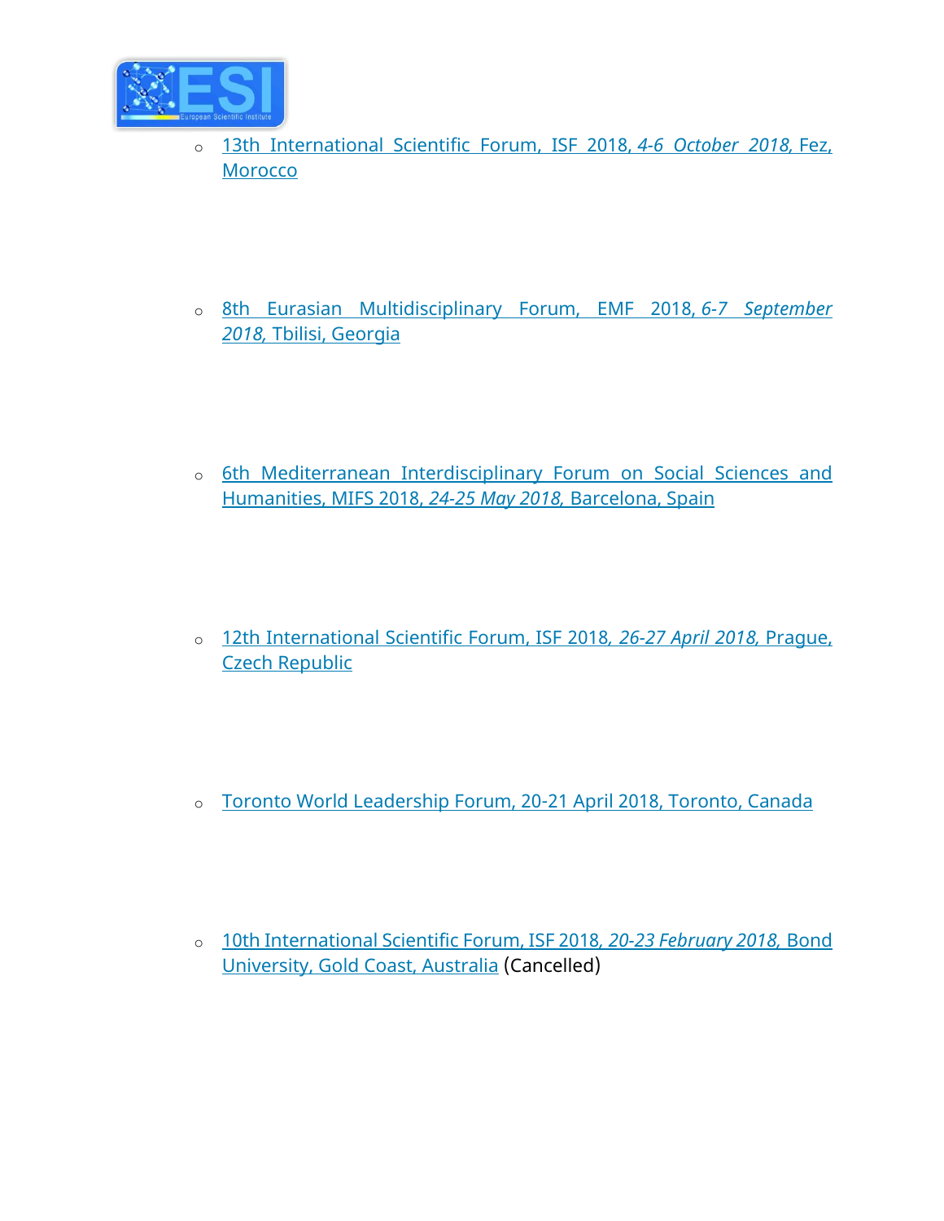- 13th International Scientific Forum, ISF 2018, *4-6 October 2018,* Fez, Morocco

- 8th Eurasian Multidisciplinary Forum, EMF 2018, *6-7 September 2018,* Tbilisi, Georgia

- 6th Mediterranean Interdisciplinary Forum on Social Sciences and Humanities, MIFS 2018, *24-25 May 2018,* Barcelona, Spain

- 12th International Scientific Forum, ISF 2018, *26-27 April 2018,* Prague, Czech Republic

- Toronto World Leadership Forum, 20-21 April 2018, Toronto, Canada

- 10th International Scientific Forum, ISF 2018, *20-23 February 2018,* Bond University, Gold Coast, Australia (Cancelled)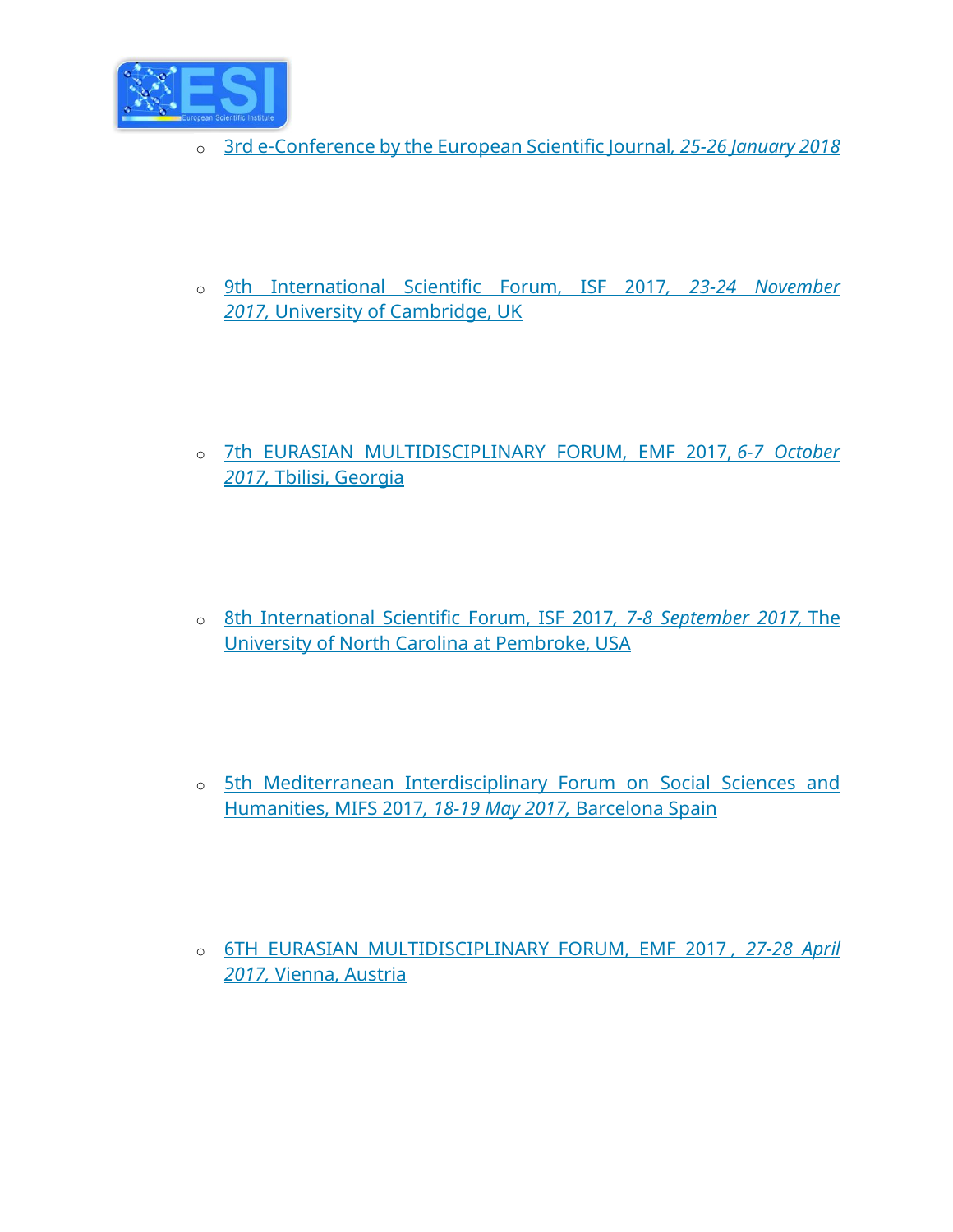- 3rd e-Conference by the European Scientific Journal*, 25-26 January 2018*

- 9th International Scientific Forum, ISF 2017*, 23-24 November 2017,* University of Cambridge, UK

- 7th EURASIAN MULTIDISCIPLINARY FORUM, EMF 2017, *6-7 October 2017,* Tbilisi, Georgia

- 8th International Scientific Forum, ISF 2017*, 7-8 September 2017,* The University of North Carolina at Pembroke, USA

- 5th Mediterranean Interdisciplinary Forum on Social Sciences and Humanities, MIFS 2017*, 18-19 May 2017,* Barcelona Spain

- 6TH EURASIAN MULTIDISCIPLINARY FORUM, EMF 2017 *, 27-28 April 2017,* Vienna, Austria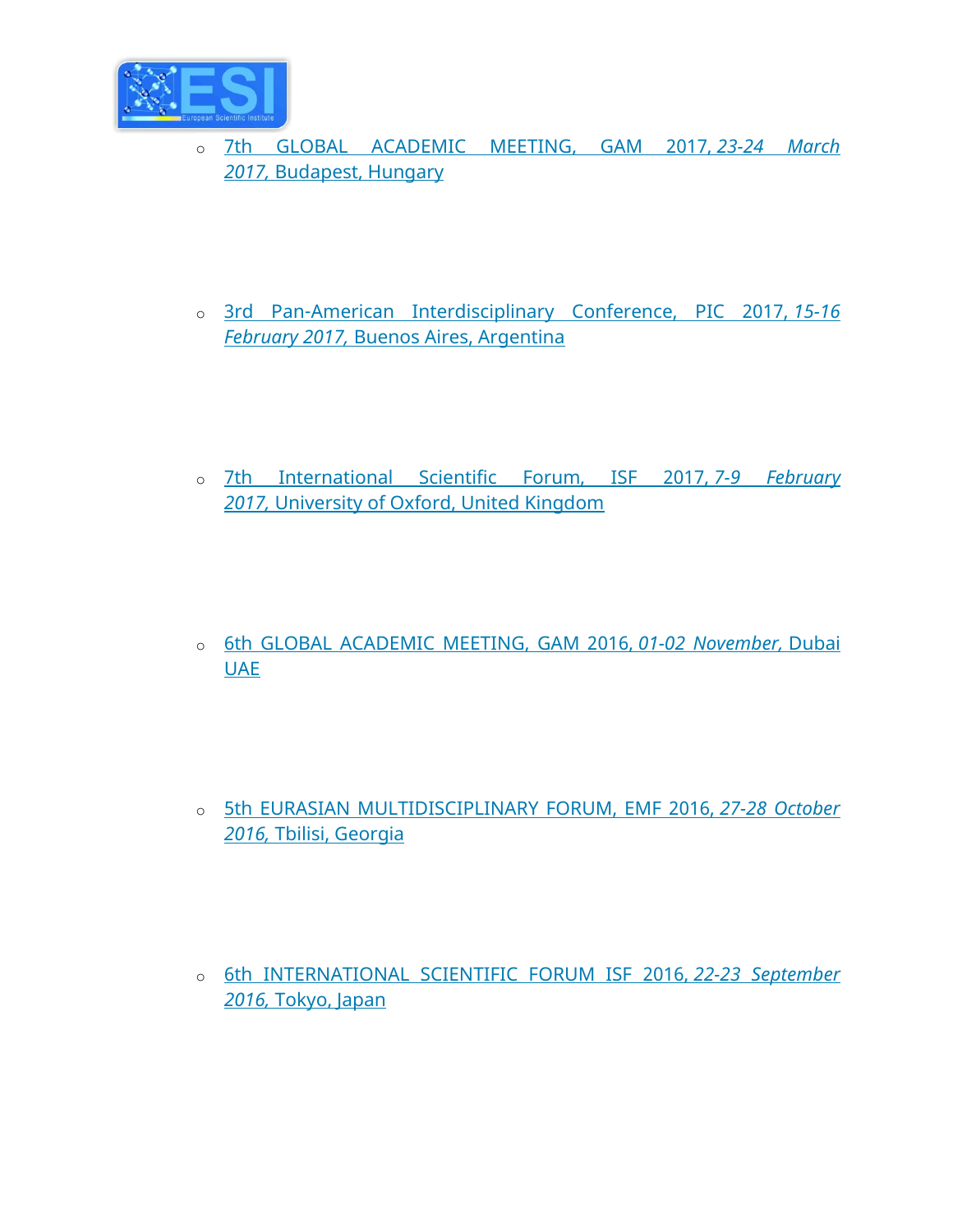- 7th GLOBAL ACADEMIC MEETING, GAM 2017, *23-24 March 2017,* Budapest, Hungary

- 3rd Pan-American Interdisciplinary Conference, PIC 2017, *15-16 February 2017,* Buenos Aires, Argentina

- 7th International Scientific Forum, ISF 2017, *7-9 February 2017,* University of Oxford, United Kingdom

- 6th GLOBAL ACADEMIC MEETING, GAM 2016, *01-02 November,* Dubai UAE

- 5th EURASIAN MULTIDISCIPLINARY FORUM, EMF 2016, *27-28 October 2016,* Tbilisi, Georgia

- 6th INTERNATIONAL SCIENTIFIC FORUM ISF 2016, *22-23 September 2016,* Tokyo, Japan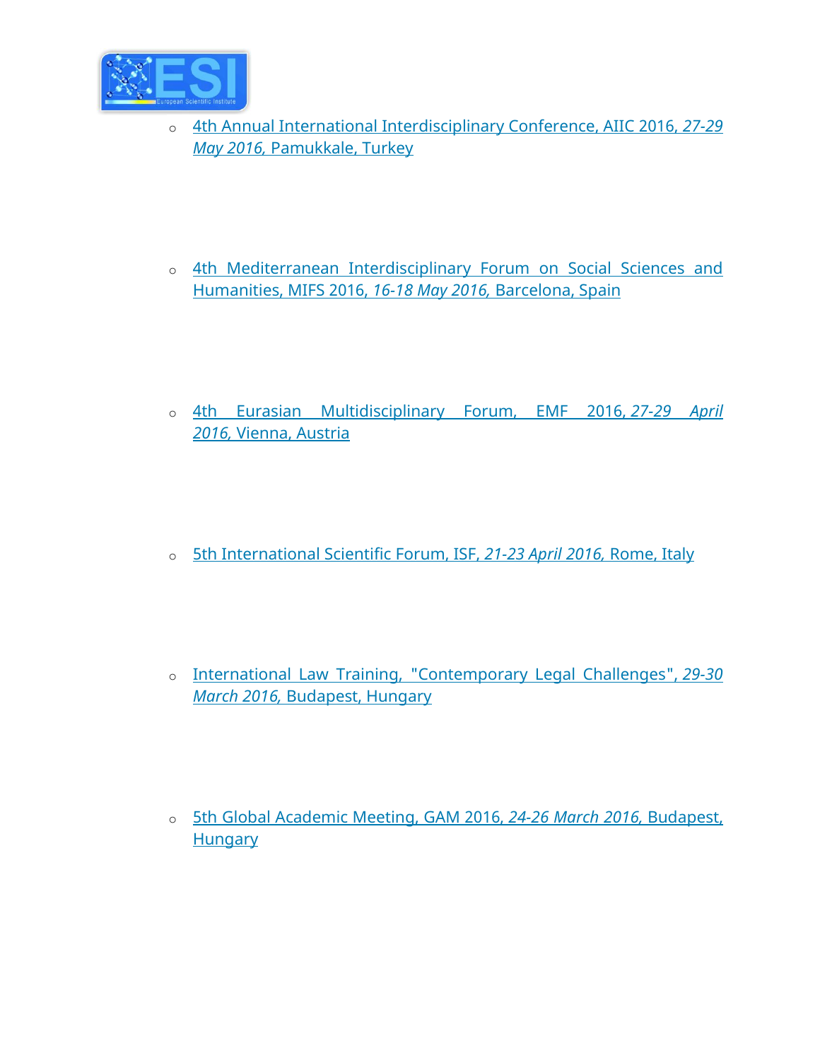- 4th Annual International Interdisciplinary Conference, AIIC 2016, *27-29 May 2016,* Pamukkale, Turkey

- 4th Mediterranean Interdisciplinary Forum on Social Sciences and Humanities, MIFS 2016, *16-18 May 2016,* Barcelona, Spain

- 4th Eurasian Multidisciplinary Forum, EMF 2016, *27-29 April 2016,* Vienna, Austria

- 5th International Scientific Forum, ISF, *21-23 April 2016,* Rome, Italy

- International Law Training, "Contemporary Legal Challenges", *29-30 March 2016,* Budapest, Hungary

- 5th Global Academic Meeting, GAM 2016, *24-26 March 2016,* Budapest, Hungary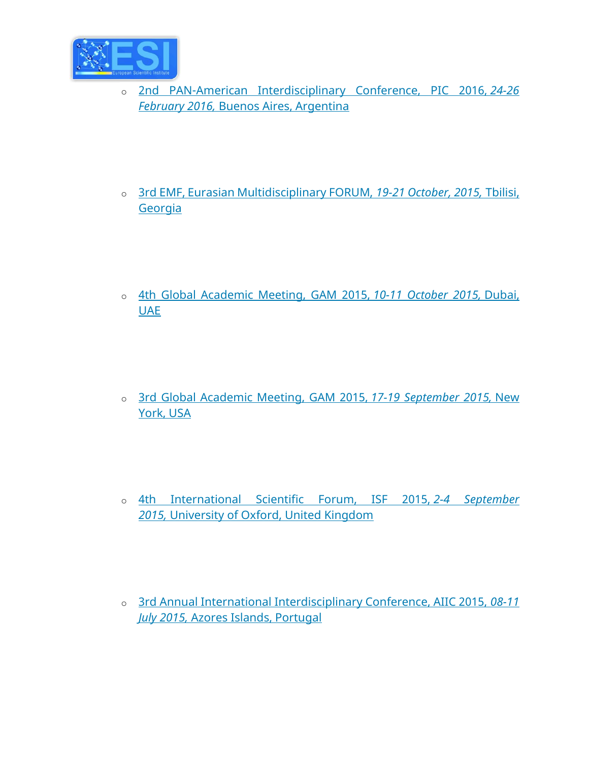- 2nd PAN-American Interdisciplinary Conference, PIC 2016, *24-26 February 2016,* Buenos Aires, Argentina

- 3rd EMF, Eurasian Multidisciplinary FORUM, *19-21 October, 2015,* Tbilisi, Georgia

- 4th Global Academic Meeting, GAM 2015, *10-11 October 2015,* Dubai, UAE

- 3rd Global Academic Meeting, GAM 2015, *17-19 September 2015,* New York, USA

- 4th International Scientific Forum, ISF 2015, *2-4 September 2015,* University of Oxford, United Kingdom

- 3rd Annual International Interdisciplinary Conference, AIIC 2015, *08-11 July 2015,* Azores Islands, Portugal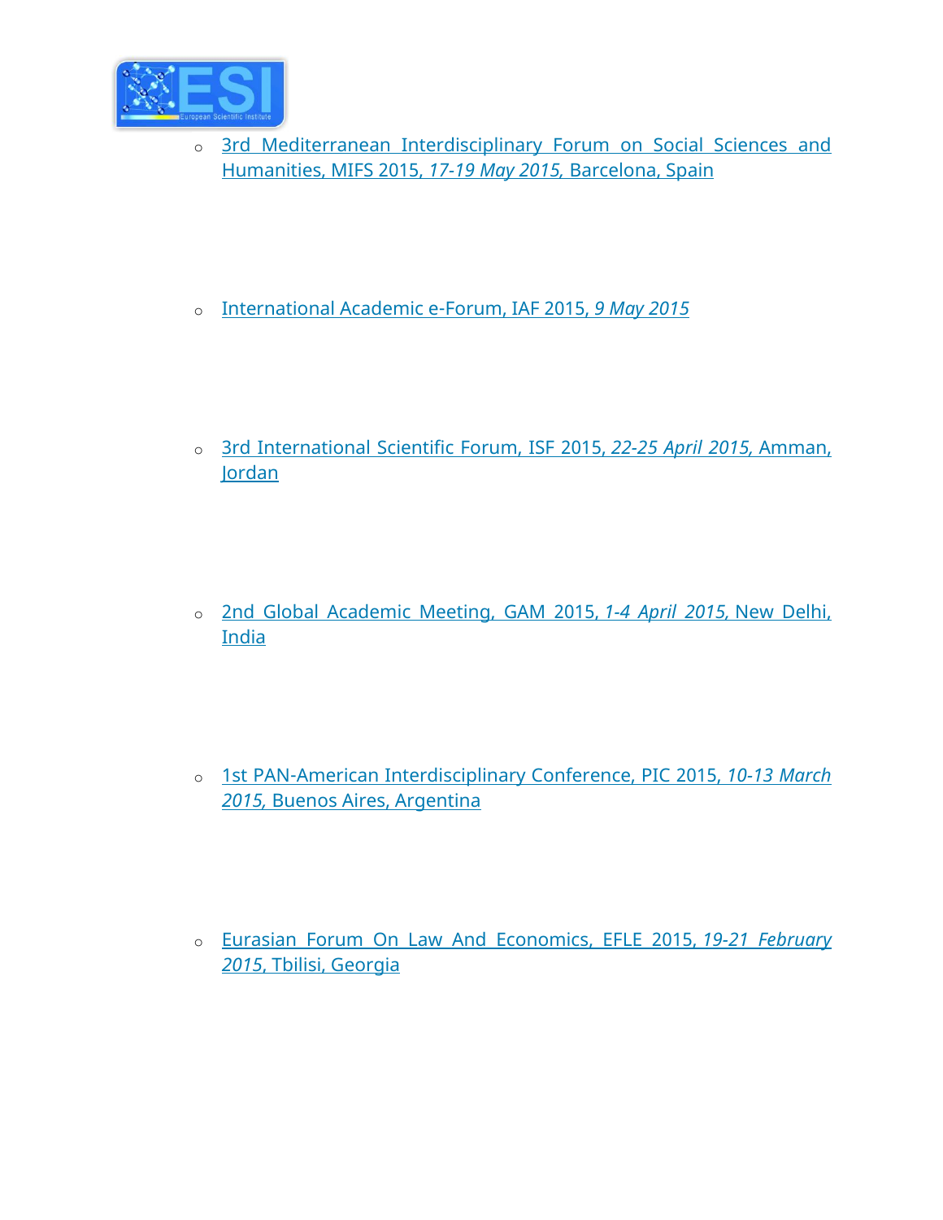- 3rd Mediterranean Interdisciplinary Forum on Social Sciences and Humanities, MIFS 2015, *17-19 May 2015,* Barcelona, Spain

- International Academic e-Forum, IAF 2015, *9 May 2015*

- 3rd International Scientific Forum, ISF 2015, *22-25 April 2015,* Amman, Jordan

- 2nd Global Academic Meeting, GAM 2015, *1-4 April 2015,* New Delhi, India

- 1st PAN-American Interdisciplinary Conference, PIC 2015, *10-13 March 2015,* Buenos Aires, Argentina

- Eurasian Forum On Law And Economics, EFLE 2015, *19-21 February 2015*, Tbilisi, Georgia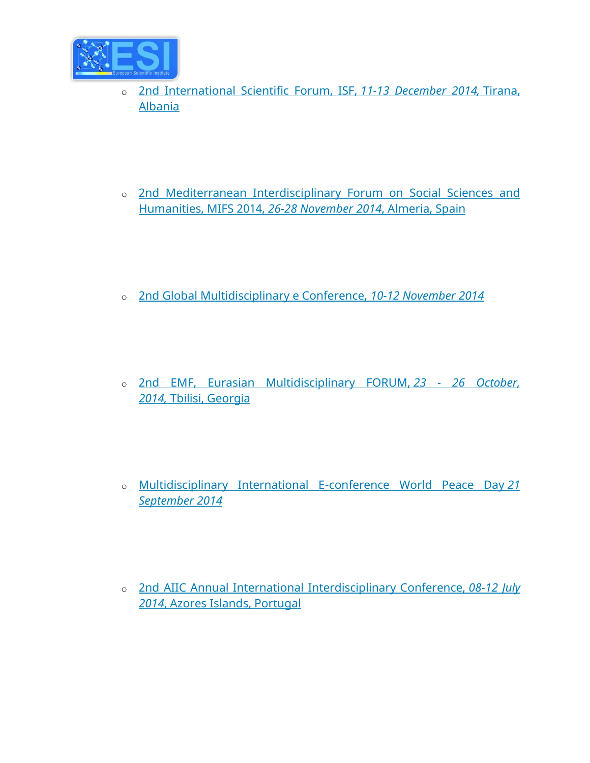- 2nd International Scientific Forum, ISF, *11-13 December 2014,* Tirana, Albania

- 2nd Mediterranean Interdisciplinary Forum on Social Sciences and Humanities, MIFS 2014, *26-28 November 2014*, Almeria, Spain

- 2nd Global Multidisciplinary e Conference, *10-12 November 2014*

- 2nd EMF, Eurasian Multidisciplinary FORUM, *23 - 26 October, 2014,* Tbilisi, Georgia

- Multidisciplinary International E-conference World Peace Day *21 September 2014*

- 2nd AIIC Annual International Interdisciplinary Conference, *08-12 July 2014*, Azores Islands, Portugal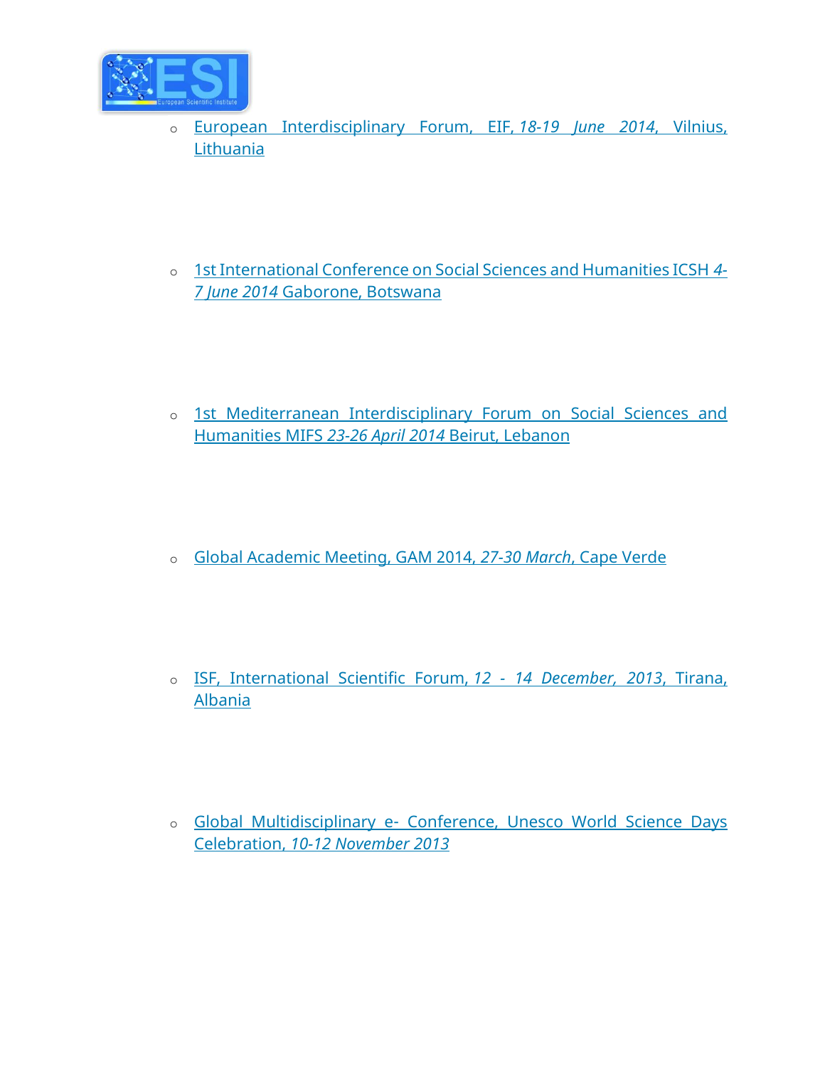- European Interdisciplinary Forum, EIF, *18-19 June 2014*, Vilnius, Lithuania

- 1st International Conference on Social Sciences and Humanities ICSH *4-7 June 2014* Gaborone, Botswana

- 1st Mediterranean Interdisciplinary Forum on Social Sciences and Humanities MIFS *23-26 April 2014* Beirut, Lebanon

- Global Academic Meeting, GAM 2014, *27-30 March*, Cape Verde

- ISF, International Scientific Forum, *12 - 14 December, 2013*, Tirana, Albania

- Global Multidisciplinary e- Conference, Unesco World Science Days Celebration, *10-12 November 2013*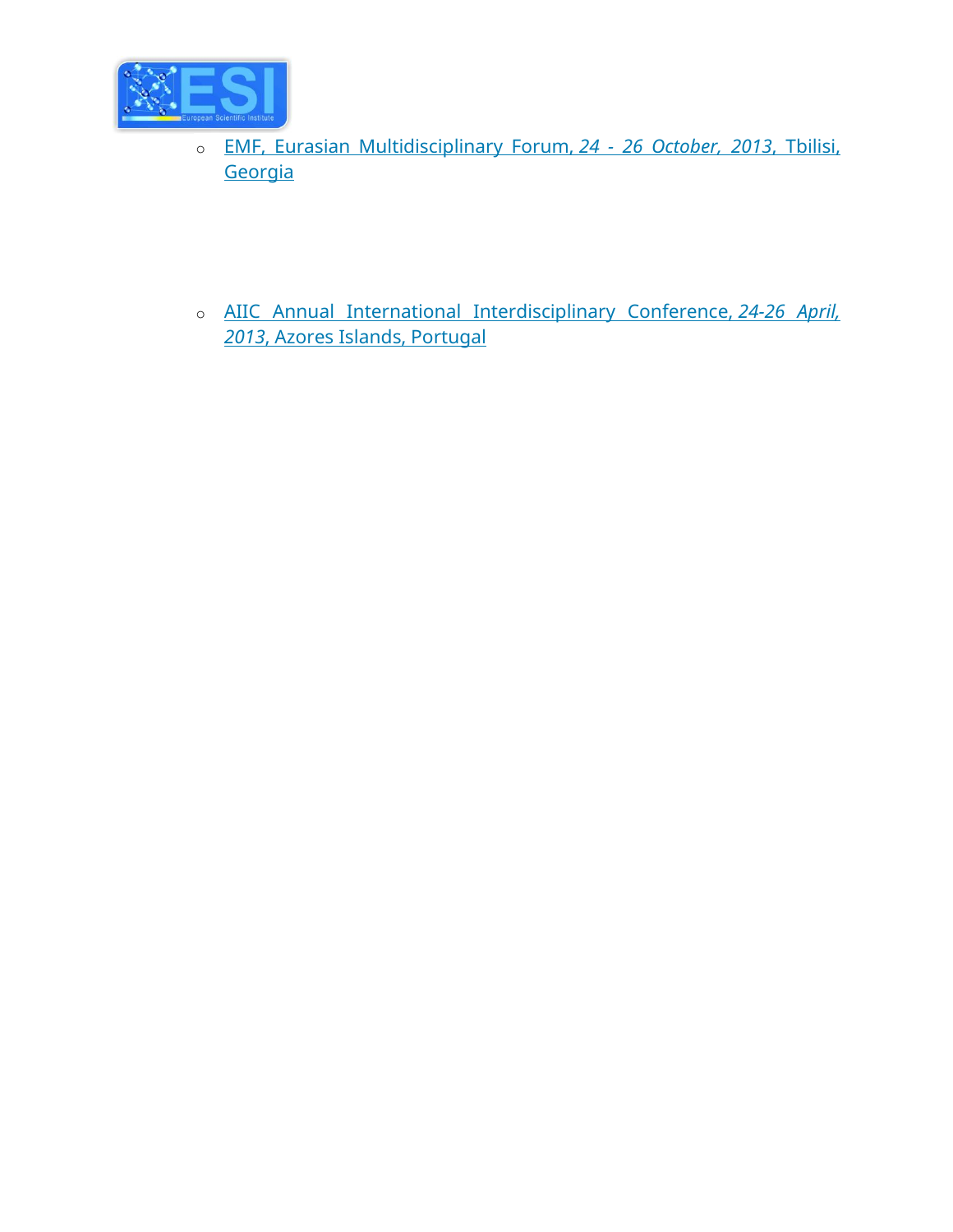- EMF, Eurasian Multidisciplinary Forum, *24 - 26 October, 2013*, Tbilisi, Georgia

- AIIC Annual International Interdisciplinary Conference, *24-26 April, 2013*, Azores Islands, Portugal